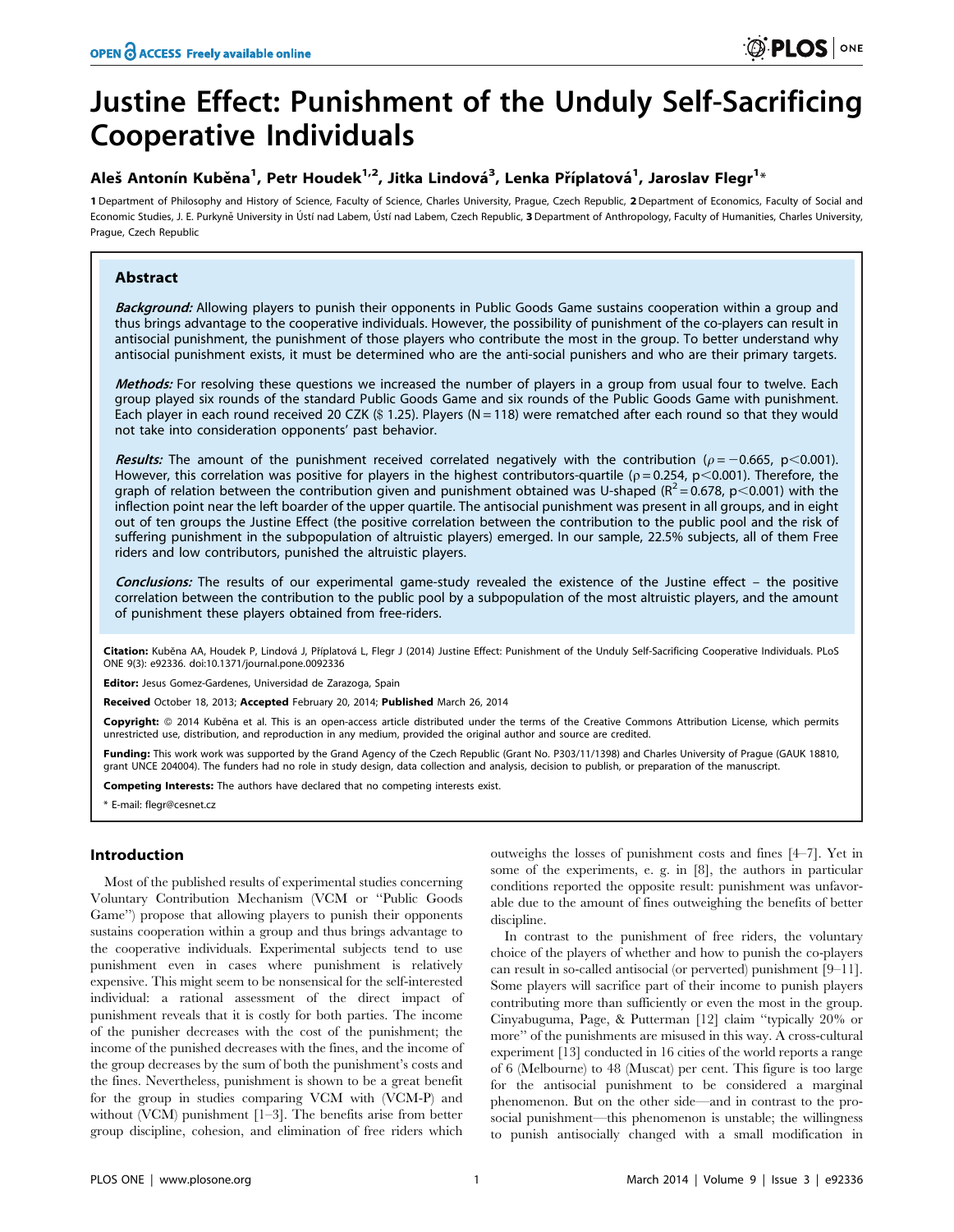# Justine Effect: Punishment of the Unduly Self-Sacrificing Cooperative Individuals

**Aleš Antonín Kuběna[1], Petr Houdek[1,2], Jitka Lindová[3], Lenka Příplatová[1], Jaroslav Flegr[1]***

1 Department of Philosophy and History of Science, Faculty of Science, Charles University, Prague, Czech Republic, 2 Department of Economics, Faculty of Social and Economic Studies, J. E. Purkyně University in Ústí nad Labem, Ústí nad Labem, Czech Republic, 3 Department of Anthropology, Faculty of Humanities, Charles University, Prague, Czech Republic

## Abstract

***Background:*** Allowing players to punish their opponents in Public Goods Game sustains cooperation within a group and thus brings advantage to the cooperative individuals. However, the possibility of punishment of the co-players can result in antisocial punishment, the punishment of those players who contribute the most in the group. To better understand why antisocial punishment exists, it must be determined who are the anti-social punishers and who are their primary targets.

***Methods:*** For resolving these questions we increased the number of players in a group from usual four to twelve. Each group played six rounds of the standard Public Goods Game and six rounds of the Public Goods Game with punishment. Each player in each round received 20 CZK ($ 1.25). Players (N = 118) were rematched after each round so that they would not take into consideration opponents' past behavior.

***Results:*** The amount of the punishment received correlated negatively with the contribution ($\rho = -0.665$, $p<0.001$). However, this correlation was positive for players in the highest contributors-quartile ($\rho = 0.254$, $p<0.001$). Therefore, the graph of relation between the contribution given and punishment obtained was U-shaped ($R^2 = 0.678$, $p<0.001$) with the inflection point near the left boarder of the upper quartile. The antisocial punishment was present in all groups, and in eight out of ten groups the Justine Effect (the positive correlation between the contribution to the public pool and the risk of suffering punishment in the subpopulation of altruistic players) emerged. In our sample, 22.5% subjects, all of them Free riders and low contributors, punished the altruistic players.

***Conclusions:*** The results of our experimental game-study revealed the existence of the Justine effect – the positive correlation between the contribution to the public pool by a subpopulation of the most altruistic players, and the amount of punishment these players obtained from free-riders.

**Citation:** Kuběna AA, Houdek P, Lindová J, Příplatová L, Flegr J (2014) Justine Effect: Punishment of the Unduly Self-Sacrificing Cooperative Individuals. PLoS ONE 9(3): e92336. doi:10.1371/journal.pone.0092336

**Editor:** Jesus Gomez-Gardenes, Universidad de Zarazoga, Spain

**Received** October 18, 2013; **Accepted** February 20, 2014; **Published** March 26, 2014

**Copyright:** © 2014 Kuběna et al. This is an open-access article distributed under the terms of the Creative Commons Attribution License, which permits unrestricted use, distribution, and reproduction in any medium, provided the original author and source are credited.

**Funding:** This work work was supported by the Grand Agency of the Czech Republic (Grant No. P303/11/1398) and Charles University of Prague (GAUK 18810, grant UNCE 204004). The funders had no role in study design, data collection and analysis, decision to publish, or preparation of the manuscript.

**Competing Interests:** The authors have declared that no competing interests exist.

* E-mail: flegr@cesnet.cz

## Introduction

Most of the published results of experimental studies concerning Voluntary Contribution Mechanism (VCM or "Public Goods Game") propose that allowing players to punish their opponents sustains cooperation within a group and thus brings advantage to the cooperative individuals. Experimental subjects tend to use punishment even in cases where punishment is relatively expensive. This might seem to be nonsensical for the self-interested individual: a rational assessment of the direct impact of punishment reveals that it is costly for both parties. The income of the punisher decreases with the cost of the punishment; the income of the punished decreases with the fines, and the income of the group decreases by the sum of both the punishment's costs and the fines. Nevertheless, punishment is shown to be a great benefit for the group in studies comparing VCM with (VCM-P) and without (VCM) punishment [1–3]. The benefits arise from better group discipline, cohesion, and elimination of free riders which outweighs the losses of punishment costs and fines [4–7]. Yet in some of the experiments, e. g. in [8], the authors in particular conditions reported the opposite result: punishment was unfavorable due to the amount of fines outweighing the benefits of better discipline.

In contrast to the punishment of free riders, the voluntary choice of the players of whether and how to punish the co-players can result in so-called antisocial (or perverted) punishment [9–11]. Some players will sacrifice part of their income to punish players contributing more than sufficiently or even the most in the group. Cinyabuguma, Page, & Putterman [12] claim "typically 20% or more" of the punishments are misused in this way. A cross-cultural experiment [13] conducted in 16 cities of the world reports a range of 6 (Melbourne) to 48 (Muscat) per cent. This figure is too large for the antisocial punishment to be considered a marginal phenomenon. But on the other side—and in contrast to the pro-social punishment—this phenomenon is unstable; the willingness to punish antisocially changed with a small modification in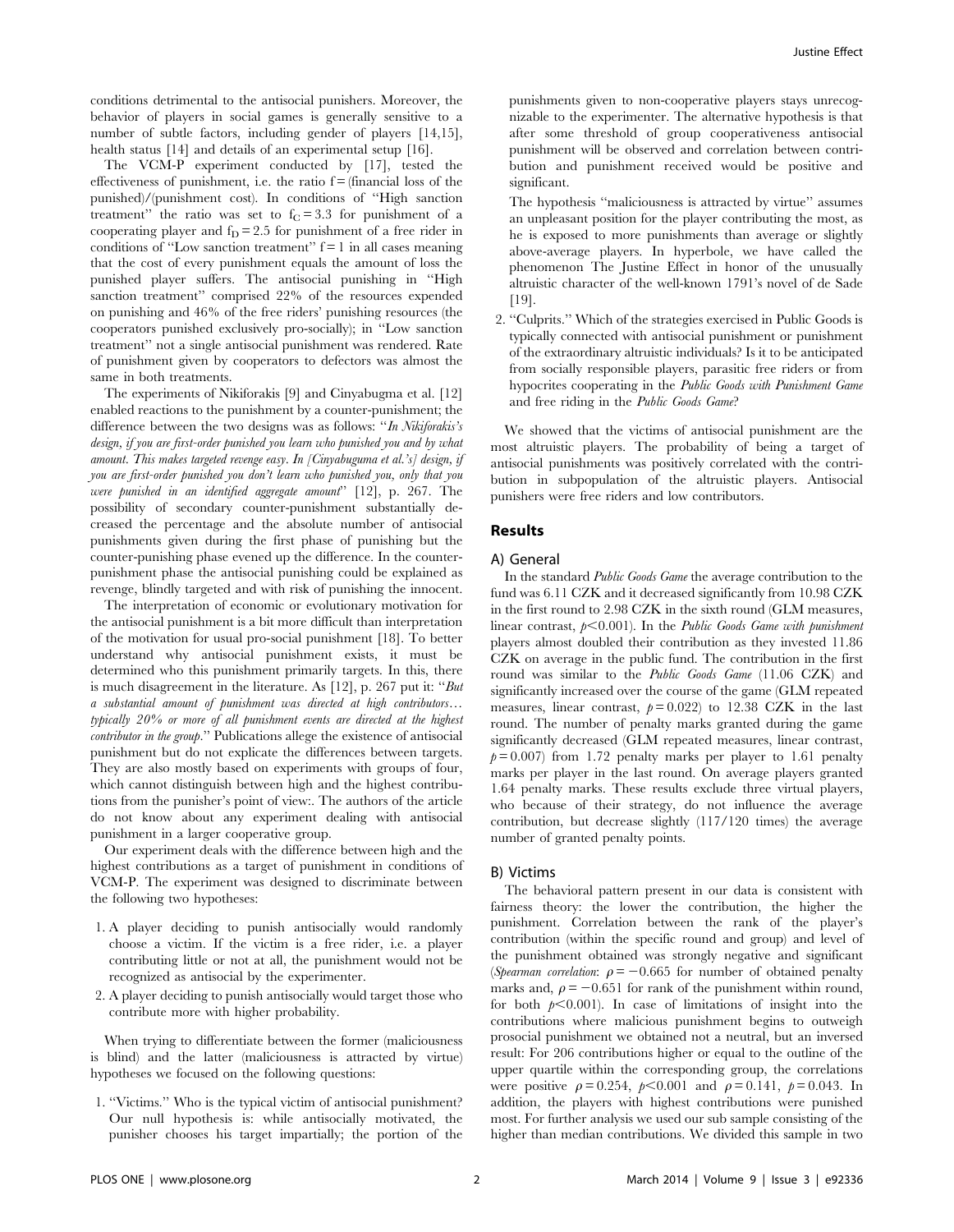conditions detrimental to the antisocial punishers. Moreover, the behavior of players in social games is generally sensitive to a number of subtle factors, including gender of players [14,15], health status [14] and details of an experimental setup [16].

The VCM-P experiment conducted by [17], tested the effectiveness of punishment, i.e. the ratio f = (financial loss of the punished)/(punishment cost). In conditions of "High sanction treatment" the ratio was set to $f_C = 3.3$ for punishment of a cooperating player and $f_D = 2.5$ for punishment of a free rider in conditions of "Low sanction treatment" f = 1 in all cases meaning that the cost of every punishment equals the amount of loss the punished player suffers. The antisocial punishing in "High sanction treatment" comprised 22% of the resources expended on punishing and 46% of the free riders' punishing resources (the cooperators punished exclusively pro-socially); in "Low sanction treatment" not a single antisocial punishment was rendered. Rate of punishment given by cooperators to defectors was almost the same in both treatments.

The experiments of Nikiforakis [9] and Cinyabugma et al. [12] enabled reactions to the punishment by a counter-punishment; the difference between the two designs was as follows: "*In Nikiforakis's design, if you are first-order punished you learn who punished you and by what amount. This makes targeted revenge easy. In [Cinyabuguma et al.'s] design, if you are first-order punished you don't learn who punished you, only that you were punished in an identified aggregate amount*" [12], p. 267. The possibility of secondary counter-punishment substantially decreased the percentage and the absolute number of antisocial punishments given during the first phase of punishing but the counter-punishing phase evened up the difference. In the counter-punishment phase the antisocial punishing could be explained as revenge, blindly targeted and with risk of punishing the innocent.

The interpretation of economic or evolutionary motivation for the antisocial punishment is a bit more difficult than interpretation of the motivation for usual pro-social punishment [18]. To better understand why antisocial punishment exists, it must be determined who this punishment primarily targets. In this, there is much disagreement in the literature. As [12], p. 267 put it: "*But a substantial amount of punishment was directed at high contributors… typically 20% or more of all punishment events are directed at the highest contributor in the group.*" Publications allege the existence of antisocial punishment but do not explicate the differences between targets. They are also mostly based on experiments with groups of four, which cannot distinguish between high and the highest contributions from the punisher's point of view:. The authors of the article do not know about any experiment dealing with antisocial punishment in a larger cooperative group.

Our experiment deals with the difference between high and the highest contributions as a target of punishment in conditions of VCM-P. The experiment was designed to discriminate between the following two hypotheses:

1. A player deciding to punish antisocially would randomly choose a victim. If the victim is a free rider, i.e. a player contributing little or not at all, the punishment would not be recognized as antisocial by the experimenter.
2. A player deciding to punish antisocially would target those who contribute more with higher probability.

When trying to differentiate between the former (maliciousness is blind) and the latter (maliciousness is attracted by virtue) hypotheses we focused on the following questions:

1. "Victims." Who is the typical victim of antisocial punishment? Our null hypothesis is: while antisocially motivated, the punisher chooses his target impartially; the portion of the punishments given to non-cooperative players stays unrecognizable to the experimenter. The alternative hypothesis is that after some threshold of group cooperativeness antisocial punishment will be observed and correlation between contribution and punishment received would be positive and significant.

   The hypothesis "maliciousness is attracted by virtue" assumes an unpleasant position for the player contributing the most, as he is exposed to more punishments than average or slightly above-average players. In hyperbole, we have called the phenomenon The Justine Effect in honor of the unusually altruistic character of the well-known 1791's novel of de Sade [19].
2. "Culprits." Which of the strategies exercised in Public Goods is typically connected with antisocial punishment or punishment of the extraordinary altruistic individuals? Is it to be anticipated from socially responsible players, parasitic free riders or from hypocrites cooperating in the *Public Goods with Punishment Game* and free riding in the *Public Goods Game*?

We showed that the victims of antisocial punishment are the most altruistic players. The probability of being a target of antisocial punishments was positively correlated with the contribution in subpopulation of the altruistic players. Antisocial punishers were free riders and low contributors.

## Results

### A) General

In the standard *Public Goods Game* the average contribution to the fund was 6.11 CZK and it decreased significantly from 10.98 CZK in the first round to 2.98 CZK in the sixth round (GLM measures, linear contrast, $p<0.001$). In the *Public Goods Game with punishment* players almost doubled their contribution as they invested 11.86 CZK on average in the public fund. The contribution in the first round was similar to the *Public Goods Game* (11.06 CZK) and significantly increased over the course of the game (GLM repeated measures, linear contrast, $p=0.022$) to 12.38 CZK in the last round. The number of penalty marks granted during the game significantly decreased (GLM repeated measures, linear contrast, $p=0.007$) from 1.72 penalty marks per player to 1.61 penalty marks per player in the last round. On average players granted 1.64 penalty marks. These results exclude three virtual players, who because of their strategy, do not influence the average contribution, but decrease slightly (117/120 times) the average number of granted penalty points.

### B) Victims

The behavioral pattern present in our data is consistent with fairness theory: the lower the contribution, the higher the punishment. Correlation between the rank of the player's contribution (within the specific round and group) and level of the punishment obtained was strongly negative and significant (*Spearman correlation*: $\rho=-0.665$ for number of obtained penalty marks and, $\rho=-0.651$ for rank of the punishment within round, for both $p<0.001$). In case of limitations of insight into the contributions where malicious punishment begins to outweigh prosocial punishment we obtained not a neutral, but an inversed result: For 206 contributions higher or equal to the outline of the upper quartile within the corresponding group, the correlations were positive $\rho=0.254$, $p<0.001$ and $\rho=0.141$, $p=0.043$. In addition, the players with highest contributions were punished most. For further analysis we used our sub sample consisting of the higher than median contributions. We divided this sample in two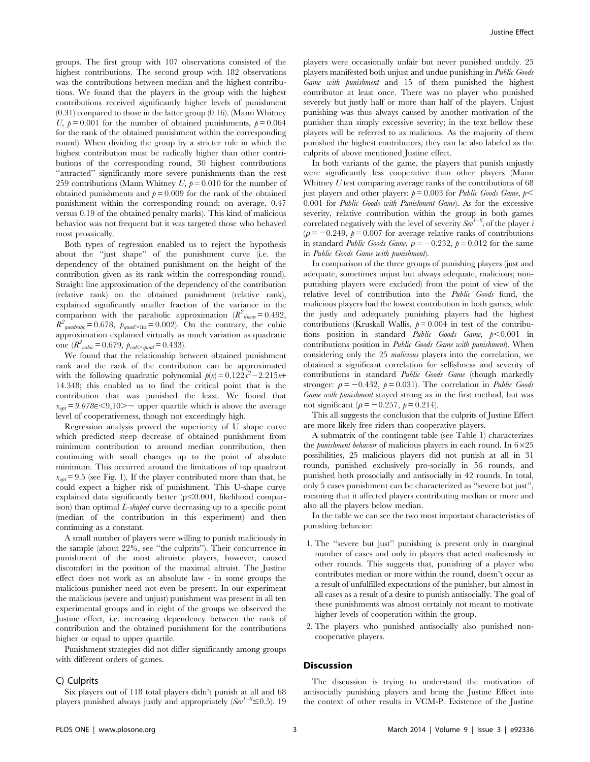groups. The first group with 107 observations consisted of the highest contributions. The second group with 182 observations was the contributions between median and the highest contributions. We found that the players in the group with the highest contributions received significantly higher levels of punishment (0.31) compared to those in the latter group (0.16). (Mann Whitney *U*, $p = 0.001$ for the number of obtained punishments, $p = 0.064$ for the rank of the obtained punishment within the corresponding round). When dividing the group by a stricter rule in which the highest contribution must be radically higher than other contributions of the corresponding round, 30 highest contributions "attracted" significantly more severe punishments than the rest 259 contributions (Mann Whitney *U*, $p = 0.010$ for the number of obtained punishments and $p = 0.009$ for the rank of the obtained punishment within the corresponding round; on average, 0.47 versus 0.19 of the obtained penalty marks). This kind of malicious behavior was not frequent but it was targeted those who behaved most prosaically.

Both types of regression enabled us to reject the hypothesis about the "just shape" of the punishment curve (i.e. the dependency of the obtained punishment on the height of the contribution given as its rank within the corresponding round). Straight line approximation of the dependency of the contribution (relative rank) on the obtained punishment (relative rank), explained significantly smaller fraction of the variance in the comparison with the parabolic approximation ($R^2_{linear} = 0.492$, $R^2_{quadratic} = 0.678$, $p_{quad>\text{lin}} = 0.002$). On the contrary, the cubic approximation explained virtually as much variation as quadratic one ($R^2_{cubic} = 0.679$, $p_{cub>quad} = 0.433$).

We found that the relationship between obtained punishment rank and the rank of the contribution can be approximated with the following quadratic polynomial $p(x) = 0.122x^2 - 2.215x + 14.348$; this enabled us to find the critical point that is the contribution that was punished the least. We found that $x_{opt} = 9.078 \in \langle 9,10 \rangle \sim$ upper quartile which is above the average level of cooperativeness, though not exceedingly high.

Regression analysis proved the superiority of U shape curve which predicted steep decrease of obtained punishment from minimum contribution to around median contribution, then continuing with small changes up to the point of absolute minimum. This occurred around the limitations of top quadrant $x_{opt} = 9.5$ (see Fig. 1). If the player contributed more than that, he could expect a higher risk of punishment. This U-shape curve explained data significantly better ($p < 0.001$, likelihood comparison) than optimal *L-shaped* curve decreasing up to a specific point (median of the contribution in this experiment) and then continuing as a constant.

A small number of players were willing to punish maliciously in the sample (about 22%, see "the culprits"). Their concurrence in punishment of the most altruistic players, however, caused discomfort in the position of the maximal altruist. The Justine effect does not work as an absolute law - in some groups the malicious punisher need not even be present. In our experiment the malicious (severe and unjust) punishment was present in all ten experimental groups and in eight of the groups we observed the Justine effect, i.e. increasing dependency between the rank of contribution and the obtained punishment for the contributions higher or equal to upper quartile.

Punishment strategies did not differ significantly among groups with different orders of games.

### C) Culprits

Six players out of 118 total players didn't punish at all and 68 players punished always justly and appropriately ($Sev^{1-6} \leq 0.5$). 19 players were occasionally unfair but never punished unduly. 25 players manifested both unjust and undue punishing in *Public Goods Game with punishment* and 15 of them punished the highest contributor at least once. There was no player who punished severely but justly half or more than half of the players. Unjust punishing was thus always caused by another motivation of the punisher than simply excessive severity; in the text bellow these players will be referred to as malicious. As the majority of them punished the highest contributors, they can be also labeled as the culprits of above mentioned Justine effect.

In both variants of the game, the players that punish unjustly were significantly less cooperative than other players (Mann Whitney *U* test comparing average ranks of the contributions of 68 just players and other players: $p = 0.003$ for *Public Goods Game*, $p < 0.001$ for *Public Goods with Punishment Game*). As for the excessive severity, relative contribution within the group in both games correlated negatively with the level of severity $Sev^{1-6}_i$ of the player $i$ ($\rho = -0.249$, $p = 0.007$ for average relative ranks of contributions in standard *Public Goods Game*, $\rho = -0.232$, $p = 0.012$ for the same in *Public Goods Game with punishment*).

In comparison of the three groups of punishing players (just and adequate, sometimes unjust but always adequate, malicious; non-punishing players were excluded) from the point of view of the relative level of contribution into the *Public Goods* fund, the malicious players had the lowest contribution in both games, while the justly and adequately punishing players had the highest contributions (Kruskall Wallis, $p = 0.004$ in test of the contributions position in standard *Public Goods Game*, $p < 0.001$ in contributions position in *Public Goods Game with punishment*). When considering only the 25 *malicious* players into the correlation, we obtained a significant correlation for selfishness and severity of contributions in standard *Public Goods Game* (though markedly stronger: $\rho = -0.432$, $p = 0.031$). The correlation in *Public Goods Game with punishment* stayed strong as in the first method, but was not significant ($\rho = -0.257$, $p = 0.214$).

This all suggests the conclusion that the culprits of Justine Effect are more likely free riders than cooperative players.

A submatrix of the contingent table (see Table 1) characterizes the *punishment behavior* of malicious players in each round. In $6 \times 25$ possibilities, 25 malicious players did not punish at all in 31 rounds, punished exclusively pro-socially in 56 rounds, and punished both prosocially and antisocially in 42 rounds. In total, only 5 cases punishment can be characterized as "severe but just", meaning that it affected players contributing median or more and also all the players below median.

In the table we can see the two most important characteristics of punishing behavior:

1. The "severe but just" punishing is present only in marginal number of cases and only in players that acted maliciously in other rounds. This suggests that, punishing of a player who contributes median or more within the round, doesn't occur as a result of unfulfilled expectations of the punisher, but almost in all cases as a result of a desire to punish antisocially. The goal of these punishments was almost certainly not meant to motivate higher levels of cooperation within the group.
2. The players who punished antisocially also punished non-cooperative players.

## Discussion

The discussion is trying to understand the motivation of antisocially punishing players and bring the Justine Effect into the context of other results in VCM-P. Existence of the Justine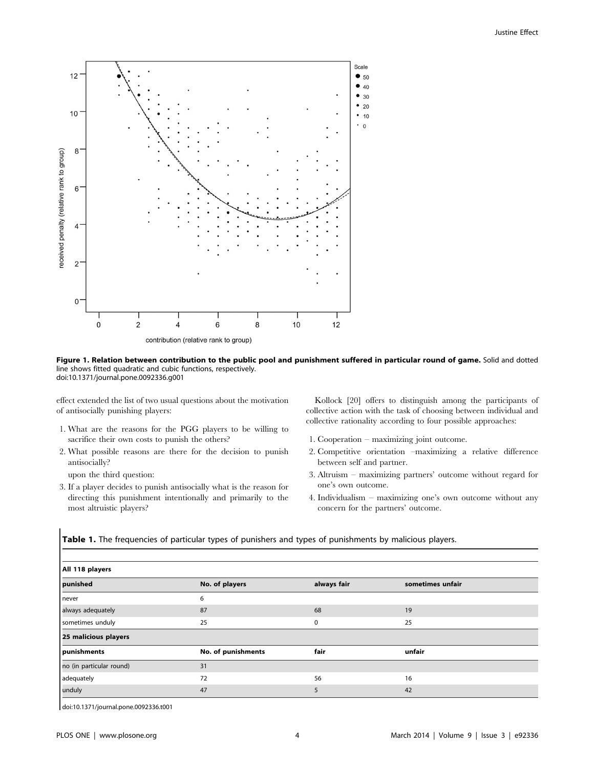Figure 1. Relation between contribution to the public pool and punishment suffered in particular round of game. Solid and dotted line shows fitted quadratic and cubic functions, respectively.
doi:10.1371/journal.pone.0092336.g001

effect extended the list of two usual questions about the motivation of antisocially punishing players:

1. What are the reasons for the PGG players to be willing to sacrifice their own costs to punish the others?
2. What possible reasons are there for the decision to punish antisocially?

upon the third question:

3. If a player decides to punish antisocially what is the reason for directing this punishment intentionally and primarily to the most altruistic players?

Kollock [20] offers to distinguish among the participants of collective action with the task of choosing between individual and collective rationality according to four possible approaches:

1. Cooperation – maximizing joint outcome.
2. Competitive orientation –maximizing a relative difference between self and partner.
3. Altruism – maximizing partners' outcome without regard for one's own outcome.
4. Individualism – maximizing one's own outcome without any concern for the partners' outcome.

**Table 1.** The frequencies of particular types of punishers and types of punishments by malicious players.

| **All 118 players** | | | |
|---|---|---|---|
| **punished** | **No. of players** | **always fair** | **sometimes unfair** |
| never | 6 | | |
| always adequately | 87 | 68 | 19 |
| sometimes unduly | 25 | 0 | 25 |
| **25 malicious players** | | | |
| **punishments** | **No. of punishments** | **fair** | **unfair** |
| no (in particular round) | 31 | | |
| adequately | 72 | 56 | 16 |
| unduly | 47 | 5 | 42 |

doi:10.1371/journal.pone.0092336.t001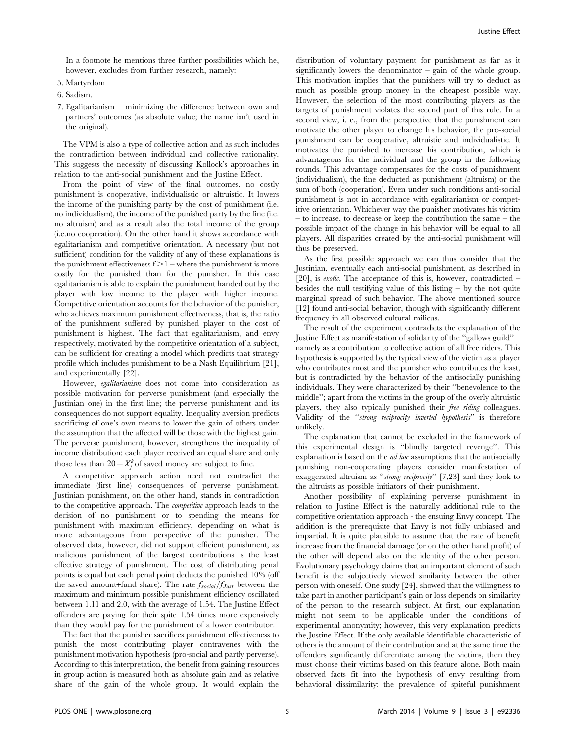In a footnote he mentions three further possibilities which he, however, excludes from further research, namely:

5. Martyrdom
6. Sadism.
7. Egalitarianism – minimizing the difference between own and partners' outcomes (as absolute value; the name isn't used in the original).

The VPM is also a type of collective action and as such includes the contradiction between individual and collective rationality. This suggests the necessity of discussing Kollock's approaches in relation to the anti-social punishment and the Justine Effect.

From the point of view of the final outcomes, no costly punishment is cooperative, individualistic or altruistic. It lowers the income of the punishing party by the cost of punishment (i.e. no individualism), the income of the punished party by the fine (i.e. no altruism) and as a result also the total income of the group (i.e.no cooperation). On the other hand it shows accordance with egalitarianism and competitive orientation. A necessary (but not sufficient) condition for the validity of any of these explanations is the punishment effectiveness $f > 1$ – where the punishment is more costly for the punished than for the punisher. In this case egalitarianism is able to explain the punishment handed out by the player with low income to the player with higher income. Competitive orientation accounts for the behavior of the punisher, who achieves maximum punishment effectiveness, that is, the ratio of the punishment suffered by punished player to the cost of punishment is highest. The fact that egalitarianism, and envy respectively, motivated by the competitive orientation of a subject, can be sufficient for creating a model which predicts that strategy profile which includes punishment to be a Nash Equilibrium [21], and experimentally [22].

However, *egalitarianism* does not come into consideration as possible motivation for perverse punishment (and especially the Justinian one) in the first line; the perverse punishment and its consequences do not support equality. Inequality aversion predicts sacrificing of one's own means to lower the gain of others under the assumption that the affected will be those with the highest gain. The perverse punishment, however, strengthens the inequality of income distribution: each player received an equal share and only those less than $20 - X_j^k$ of saved money are subject to fine.

A competitive approach action need not contradict the immediate (first line) consequences of perverse punishment. Justinian punishment, on the other hand, stands in contradiction to the competitive approach. The *competitive* approach leads to the decision of no punishment or to spending the means for punishment with maximum efficiency, depending on what is more advantageous from perspective of the punisher. The observed data, however, did not support efficient punishment, as malicious punishment of the largest contributions is the least effective strategy of punishment. The cost of distributing penal points is equal but each penal point deducts the punished 10% (off the saved amount+fund share). The rate $f_{social}/f_{Just}$ between the maximum and minimum possible punishment efficiency oscillated between 1.11 and 2.0, with the average of 1.54. The Justine Effect offenders are paying for their spite 1.54 times more expensively than they would pay for the punishment of a lower contributor.

The fact that the punisher sacrifices punishment effectiveness to punish the most contributing player contravenes with the punishment motivation hypothesis (pro-social and partly perverse). According to this interpretation, the benefit from gaining resources in group action is measured both as absolute gain and as relative share of the gain of the whole group. It would explain the distribution of voluntary payment for punishment as far as it significantly lowers the denominator – gain of the whole group. This motivation implies that the punishers will try to deduct as much as possible group money in the cheapest possible way. However, the selection of the most contributing players as the targets of punishment violates the second part of this rule. In a second view, i. e., from the perspective that the punishment can motivate the other player to change his behavior, the pro-social punishment can be cooperative, altruistic and individualistic. It motivates the punished to increase his contribution, which is advantageous for the individual and the group in the following rounds. This advantage compensates for the costs of punishment (individualism), the fine deducted as punishment (altruism) or the sum of both (cooperation). Even under such conditions anti-social punishment is not in accordance with egalitarianism or competitive orientation. Whichever way the punisher motivates his victim – to increase, to decrease or keep the contribution the same – the possible impact of the change in his behavior will be equal to all players. All disparities created by the anti-social punishment will thus be preserved.

As the first possible approach we can thus consider that the Justinian, eventually each anti-social punishment, as described in [20], is *exotic*. The acceptance of this is, however, contradicted – besides the null testifying value of this listing – by the not quite marginal spread of such behavior. The above mentioned source [12] found anti-social behavior, though with significantly different frequency in all observed cultural milieus.

The result of the experiment contradicts the explanation of the Justine Effect as manifestation of solidarity of the "gallows guild" – namely as a contribution to collective action of all free riders. This hypothesis is supported by the typical view of the victim as a player who contributes most and the punisher who contributes the least, but is contradicted by the behavior of the antisocially punishing individuals. They were characterized by their "benevolence to the middle"; apart from the victims in the group of the overly altruistic players, they also typically punished their *free riding* colleagues. Validity of the "*strong reciprocity inverted hypothesis*" is therefore unlikely.

The explanation that cannot be excluded in the framework of this experimental design is "blindly targeted revenge". This explanation is based on the *ad hoc* assumptions that the antisocially punishing non-cooperating players consider manifestation of exaggerated altruism as "*strong reciprocity*" [7,23] and they look to the altruists as possible initiators of their punishment.

Another possibility of explaining perverse punishment in relation to Justine Effect is the naturally additional rule to the competitive orientation approach - the ensuing Envy concept. The addition is the prerequisite that Envy is not fully unbiased and impartial. It is quite plausible to assume that the rate of benefit increase from the financial damage (or on the other hand profit) of the other will depend also on the identity of the other person. Evolutionary psychology claims that an important element of such benefit is the subjectively viewed similarity between the other person with oneself. One study [24], showed that the willingness to take part in another participant's gain or loss depends on similarity of the person to the research subject. At first, our explanation might not seem to be applicable under the conditions of experimental anonymity; however, this very explanation predicts the Justine Effect. If the only available identifiable characteristic of others is the amount of their contribution and at the same time the offenders significantly differentiate among the victims, then they must choose their victims based on this feature alone. Both main observed facts fit into the hypothesis of envy resulting from behavioral dissimilarity: the prevalence of spiteful punishment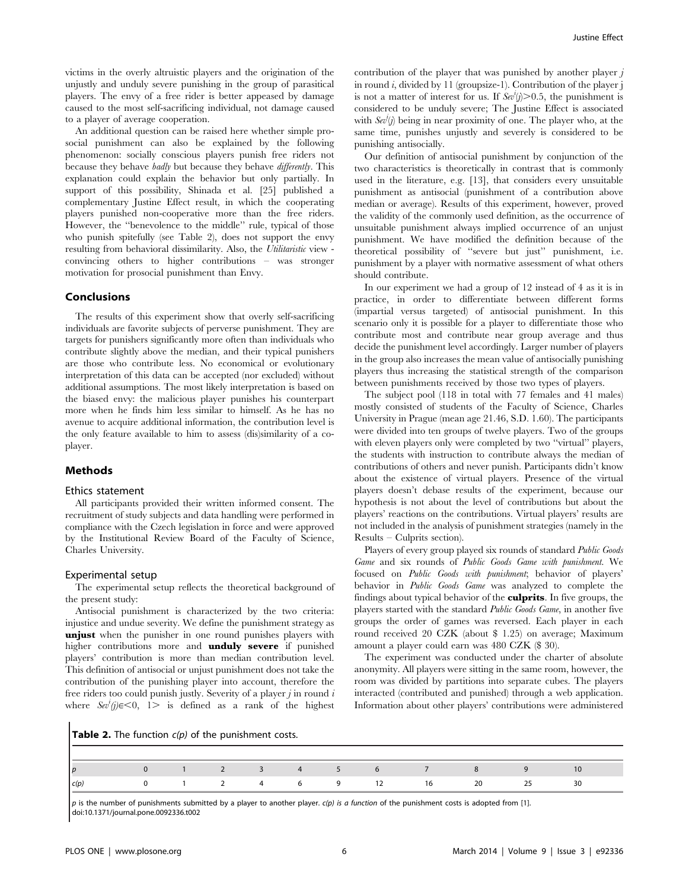victims in the overly altruistic players and the origination of the unjustly and unduly severe punishing in the group of parasitical players. The envy of a free rider is better appeased by damage caused to the most self-sacrificing individual, not damage caused to a player of average cooperation.

An additional question can be raised here whether simple prosocial punishment can also be explained by the following phenomenon: socially conscious players punish free riders not because they behave *badly* but because they behave *differently*. This explanation could explain the behavior but only partially. In support of this possibility, Shinada et al. [25] published a complementary Justine Effect result, in which the cooperating players punished non-cooperative more than the free riders. However, the "benevolence to the middle" rule, typical of those who punish spitefully (see Table 2), does not support the envy resulting from behavioral dissimilarity. Also, the *Utilitaristic* view - convincing others to higher contributions – was stronger motivation for prosocial punishment than Envy.

## Conclusions

The results of this experiment show that overly self-sacrificing individuals are favorite subjects of perverse punishment. They are targets for punishers significantly more often than individuals who contribute slightly above the median, and their typical punishers are those who contribute less. No economical or evolutionary interpretation of this data can be accepted (nor excluded) without additional assumptions. The most likely interpretation is based on the biased envy: the malicious player punishes his counterpart more when he finds him less similar to himself. As he has no avenue to acquire additional information, the contribution level is the only feature available to him to assess (dis)similarity of a co-player.

## Methods

### Ethics statement

All participants provided their written informed consent. The recruitment of study subjects and data handling were performed in compliance with the Czech legislation in force and were approved by the Institutional Review Board of the Faculty of Science, Charles University.

### Experimental setup

The experimental setup reflects the theoretical background of the present study:

Antisocial punishment is characterized by the two criteria: injustice and undue severity. We define the punishment strategy as **unjust** when the punisher in one round punishes players with higher contributions more and **unduly severe** if punished players' contribution is more than median contribution level. This definition of antisocial or unjust punishment does not take the contribution of the punishing player into account, therefore the free riders too could punish justly. Severity of a player $j$ in round $i$ where $Sev^i(j) \in <0, 1>$ is defined as a rank of the highest contribution of the player that was punished by another player $j$ in round $i$, divided by 11 (groupsize-1). Contribution of the player j is not a matter of interest for us. If $Sev^i(j) > 0.5$, the punishment is considered to be unduly severe; The Justine Effect is associated with $Sev^i(j)$ being in near proximity of one. The player who, at the same time, punishes unjustly and severely is considered to be punishing antisocially.

Our definition of antisocial punishment by conjunction of the two characteristics is theoretically in contrast that is commonly used in the literature, e.g. [13], that considers every unsuitable punishment as antisocial (punishment of a contribution above median or average). Results of this experiment, however, proved the validity of the commonly used definition, as the occurrence of unsuitable punishment always implied occurrence of an unjust punishment. We have modified the definition because of the theoretical possibility of "severe but just" punishment, i.e. punishment by a player with normative assessment of what others should contribute.

In our experiment we had a group of 12 instead of 4 as it is in practice, in order to differentiate between different forms (impartial versus targeted) of antisocial punishment. In this scenario only it is possible for a player to differentiate those who contribute most and contribute near group average and thus decide the punishment level accordingly. Larger number of players in the group also increases the mean value of antisocially punishing players thus increasing the statistical strength of the comparison between punishments received by those two types of players.

The subject pool (118 in total with 77 females and 41 males) mostly consisted of students of the Faculty of Science, Charles University in Prague (mean age 21.46, S.D. 1.60). The participants were divided into ten groups of twelve players. Two of the groups with eleven players only were completed by two "virtual" players, the students with instruction to contribute always the median of contributions of others and never punish. Participants didn't know about the existence of virtual players. Presence of the virtual players doesn't debase results of the experiment, because our hypothesis is not about the level of contributions but about the players' reactions on the contributions. Virtual players' results are not included in the analysis of punishment strategies (namely in the Results – Culprits section).

Players of every group played six rounds of standard *Public Goods Game* and six rounds of *Public Goods Game with punishment*. We focused on *Public Goods with punishment*; behavior of players' behavior in *Public Goods Game* was analyzed to complete the findings about typical behavior of the **culprits**. In five groups, the players started with the standard *Public Goods Game*, in another five groups the order of games was reversed. Each player in each round received 20 CZK (about \$ 1.25) on average; Maximum amount a player could earn was 480 CZK (\$ 30).

The experiment was conducted under the charter of absolute anonymity. All players were sitting in the same room, however, the room was divided by partitions into separate cubes. The players interacted (contributed and punished) through a web application. Information about other players' contributions were administered

**Table 2.** The function $c(p)$ of the punishment costs.

| $p$ | 0 | 1 | 2 | 3 | 4 | 5 | 6 | 7 | 8 | 9 | 10 |
|---|---|---|---|---|---|---|---|---|---|---|---|
| $c(p)$ | 0 | 1 | 2 | 4 | 6 | 9 | 12 | 16 | 20 | 25 | 30 |

$p$ is the number of punishments submitted by a player to another player. $c(p)$ *is a function* of the punishment costs is adopted from [1].
doi:10.1371/journal.pone.0092336.t002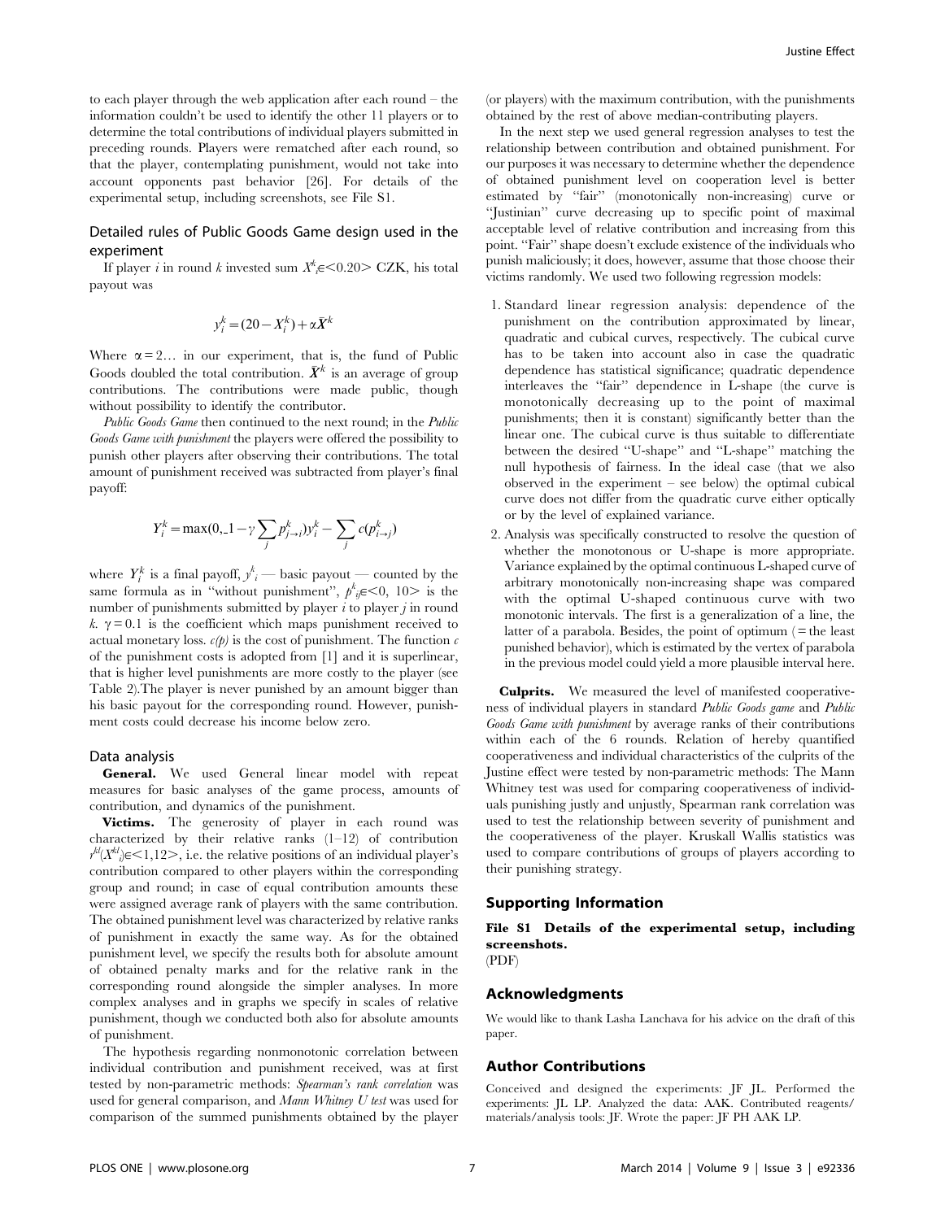to each player through the web application after each round – the information couldn't be used to identify the other 11 players or to determine the total contributions of individual players submitted in preceding rounds. Players were rematched after each round, so that the player, contemplating punishment, would not take into account opponents past behavior [26]. For details of the experimental setup, including screenshots, see File S1.

## Detailed rules of Public Goods Game design used in the experiment

If player $i$ in round $k$ invested sum $X_i^k \in <0.20>$ CZK, his total payout was

$$y_i^k = (20 - X_i^k) + \alpha \bar{X}^k$$

Where $\alpha = 2\ldots$ in our experiment, that is, the fund of Public Goods doubled the total contribution. $\bar{X}^k$ is an average of group contributions. The contributions were made public, though without possibility to identify the contributor.

*Public Goods Game* then continued to the next round; in the *Public Goods Game with punishment* the players were offered the possibility to punish other players after observing their contributions. The total amount of punishment received was subtracted from player's final payoff:

$$Y_i^k = \max(0, 1 - \gamma \sum_j p_{j \to i}^k) y_i^k - \sum_j c(p_{i \to j}^k)$$

where $Y_i^k$ is a final payoff, $y_i^k$ — basic payout — counted by the same formula as in "without punishment", $p_{ij}^k \in <0, 10>$ is the number of punishments submitted by player $i$ to player $j$ in round $k$. $\gamma = 0.1$ is the coefficient which maps punishment received to actual monetary loss. $c(p)$ is the cost of punishment. The function $c$ of the punishment costs is adopted from [1] and it is superlinear, that is higher level punishments are more costly to the player (see Table 2).The player is never punished by an amount bigger than his basic payout for the corresponding round. However, punishment costs could decrease his income below zero.

## Data analysis

**General.** We used General linear model with repeat measures for basic analyses of the game process, amounts of contribution, and dynamics of the punishment.

**Victims.** The generosity of player in each round was characterized by their relative ranks (1–12) of contribution $r^{kl}(X^{kl}_i) \in <1,12>$, i.e. the relative positions of an individual player's contribution compared to other players within the corresponding group and round; in case of equal contribution amounts these were assigned average rank of players with the same contribution. The obtained punishment level was characterized by relative ranks of punishment in exactly the same way. As for the obtained punishment level, we specify the results both for absolute amount of obtained penalty marks and for the relative rank in the corresponding round alongside the simpler analyses. In more complex analyses and in graphs we specify in scales of relative punishment, though we conducted both also for absolute amounts of punishment.

The hypothesis regarding nonmonotonic correlation between individual contribution and punishment received, was at first tested by non-parametric methods: *Spearman's rank correlation* was used for general comparison, and *Mann Whitney U test* was used for comparison of the summed punishments obtained by the player (or players) with the maximum contribution, with the punishments obtained by the rest of above median-contributing players.

In the next step we used general regression analyses to test the relationship between contribution and obtained punishment. For our purposes it was necessary to determine whether the dependence of obtained punishment level on cooperation level is better estimated by "fair" (monotonically non-increasing) curve or "Justinian" curve decreasing up to specific point of maximal acceptable level of relative contribution and increasing from this point. "Fair" shape doesn't exclude existence of the individuals who punish maliciously; it does, however, assume that those choose their victims randomly. We used two following regression models:

1. Standard linear regression analysis: dependence of the punishment on the contribution approximated by linear, quadratic and cubical curves, respectively. The cubical curve has to be taken into account also in case the quadratic dependence has statistical significance; quadratic dependence interleaves the "fair" dependence in L-shape (the curve is monotonically decreasing up to the point of maximal punishments; then it is constant) significantly better than the linear one. The cubical curve is thus suitable to differentiate between the desired "U-shape" and "L-shape" matching the null hypothesis of fairness. In the ideal case (that we also observed in the experiment – see below) the optimal cubical curve does not differ from the quadratic curve either optically or by the level of explained variance.
2. Analysis was specifically constructed to resolve the question of whether the monotonous or U-shape is more appropriate. Variance explained by the optimal continuous L-shaped curve of arbitrary monotonically non-increasing shape was compared with the optimal U-shaped continuous curve with two monotonic intervals. The first is a generalization of a line, the latter of a parabola. Besides, the point of optimum (= the least punished behavior), which is estimated by the vertex of parabola in the previous model could yield a more plausible interval here.

**Culprits.** We measured the level of manifested cooperativeness of individual players in standard *Public Goods game* and *Public Goods Game with punishment* by average ranks of their contributions within each of the 6 rounds. Relation of hereby quantified cooperativeness and individual characteristics of the culprits of the Justine effect were tested by non-parametric methods: The Mann Whitney test was used for comparing cooperativeness of individuals punishing justly and unjustly, Spearman rank correlation was used to test the relationship between severity of punishment and the cooperativeness of the player. Kruskall Wallis statistics was used to compare contributions of groups of players according to their punishing strategy.

## Supporting Information

**File S1 Details of the experimental setup, including screenshots.**
(PDF)

## Acknowledgments

We would like to thank Lasha Lanchava for his advice on the draft of this paper.

## Author Contributions

Conceived and designed the experiments: JF JL. Performed the experiments: JL LP. Analyzed the data: AAK. Contributed reagents/materials/analysis tools: JF. Wrote the paper: JF PH AAK LP.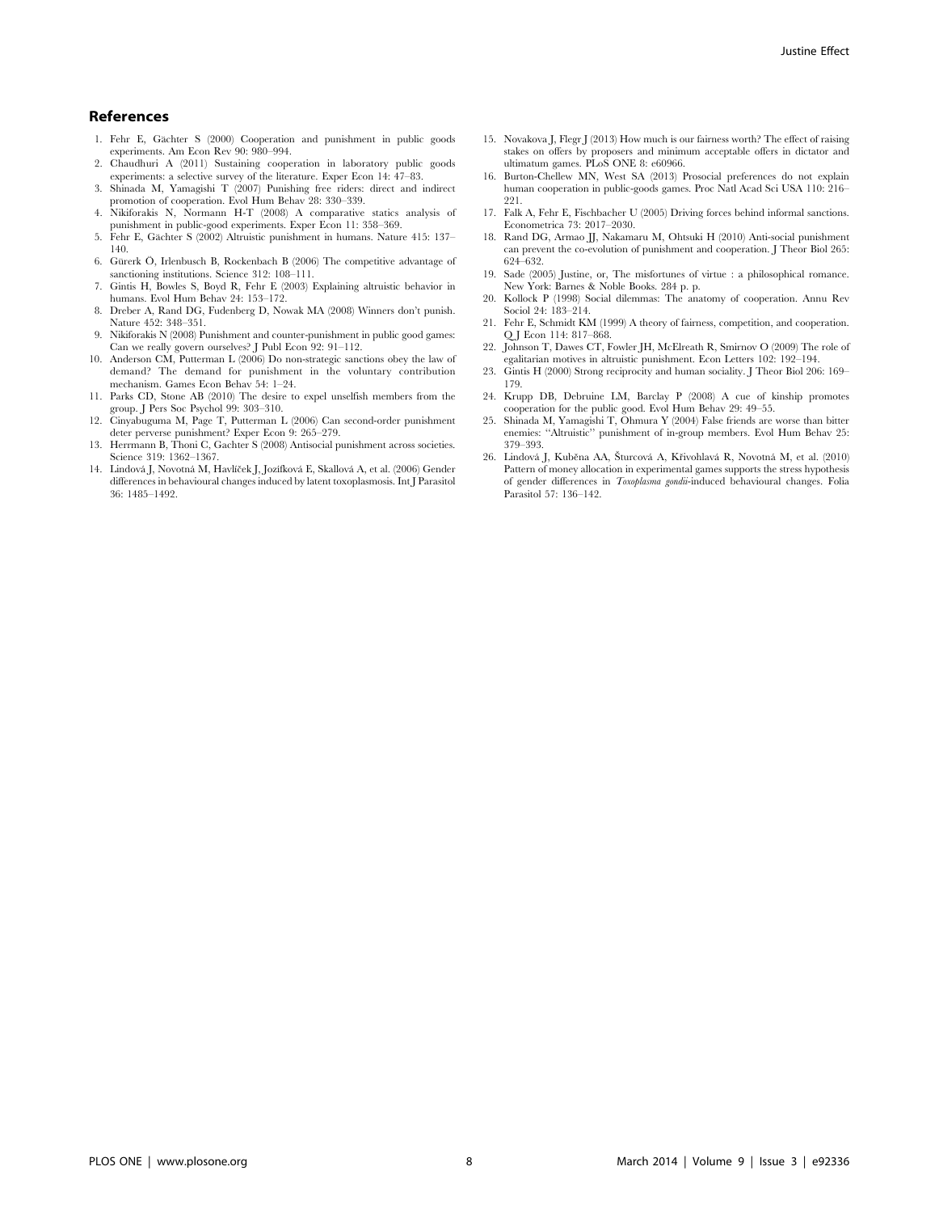## References

1. Fehr E, Gächter S (2000) Cooperation and punishment in public goods experiments. Am Econ Rev 90: 980–994.
2. Chaudhuri A (2011) Sustaining cooperation in laboratory public goods experiments: a selective survey of the literature. Exper Econ 14: 47–83.
3. Shinada M, Yamagishi T (2007) Punishing free riders: direct and indirect promotion of cooperation. Evol Hum Behav 28: 330–339.
4. Nikiforakis N, Normann H-T (2008) A comparative statics analysis of punishment in public-good experiments. Exper Econ 11: 358–369.
5. Fehr E, Gächter S (2002) Altruistic punishment in humans. Nature 415: 137–140.
6. Gürerk Ö, Irlenbusch B, Rockenbach B (2006) The competitive advantage of sanctioning institutions. Science 312: 108–111.
7. Gintis H, Bowles S, Boyd R, Fehr E (2003) Explaining altruistic behavior in humans. Evol Hum Behav 24: 153–172.
8. Dreber A, Rand DG, Fudenberg D, Nowak MA (2008) Winners don't punish. Nature 452: 348–351.
9. Nikiforakis N (2008) Punishment and counter-punishment in public good games: Can we really govern ourselves? J Publ Econ 92: 91–112.
10. Anderson CM, Putterman L (2006) Do non-strategic sanctions obey the law of demand? The demand for punishment in the voluntary contribution mechanism. Games Econ Behav 54: 1–24.
11. Parks CD, Stone AB (2010) The desire to expel unselfish members from the group. J Pers Soc Psychol 99: 303–310.
12. Cinyabuguma M, Page T, Putterman L (2006) Can second-order punishment deter perverse punishment? Exper Econ 9: 265–279.
13. Herrmann B, Thoni C, Gachter S (2008) Antisocial punishment across societies. Science 319: 1362–1367.
14. Lindová J, Novotná M, Havlíček J, Jozífková E, Skallová A, et al. (2006) Gender differences in behavioural changes induced by latent toxoplasmosis. Int J Parasitol 36: 1485–1492.
15. Novakova J, Flegr J (2013) How much is our fairness worth? The effect of raising stakes on offers by proposers and minimum acceptable offers in dictator and ultimatum games. PLoS ONE 8: e60966.
16. Burton-Chellew MN, West SA (2013) Prosocial preferences do not explain human cooperation in public-goods games. Proc Natl Acad Sci USA 110: 216–221.
17. Falk A, Fehr E, Fischbacher U (2005) Driving forces behind informal sanctions. Econometrica 73: 2017–2030.
18. Rand DG, Armao JJ, Nakamaru M, Ohtsuki H (2010) Anti-social punishment can prevent the co-evolution of punishment and cooperation. J Theor Biol 265: 624–632.
19. Sade (2005) Justine, or, The misfortunes of virtue : a philosophical romance. New York: Barnes & Noble Books. 284 p. p.
20. Kollock P (1998) Social dilemmas: The anatomy of cooperation. Annu Rev Sociol 24: 183–214.
21. Fehr E, Schmidt KM (1999) A theory of fairness, competition, and cooperation. Q J Econ 114: 817–868.
22. Johnson T, Dawes CT, Fowler JH, McElreath R, Smirnov O (2009) The role of egalitarian motives in altruistic punishment. Econ Letters 102: 192–194.
23. Gintis H (2000) Strong reciprocity and human sociality. J Theor Biol 206: 169–179.
24. Krupp DB, Debruine LM, Barclay P (2008) A cue of kinship promotes cooperation for the public good. Evol Hum Behav 29: 49–55.
25. Shinada M, Yamagishi T, Ohmura Y (2004) False friends are worse than bitter enemies: ''Altruistic'' punishment of in-group members. Evol Hum Behav 25: 379–393.
26. Lindová J, Kuběna AA, Šturcová A, Křivohlavá R, Novotná M, et al. (2010) Pattern of money allocation in experimental games supports the stress hypothesis of gender differences in *Toxoplasma gondii*-induced behavioural changes. Folia Parasitol 57: 136–142.